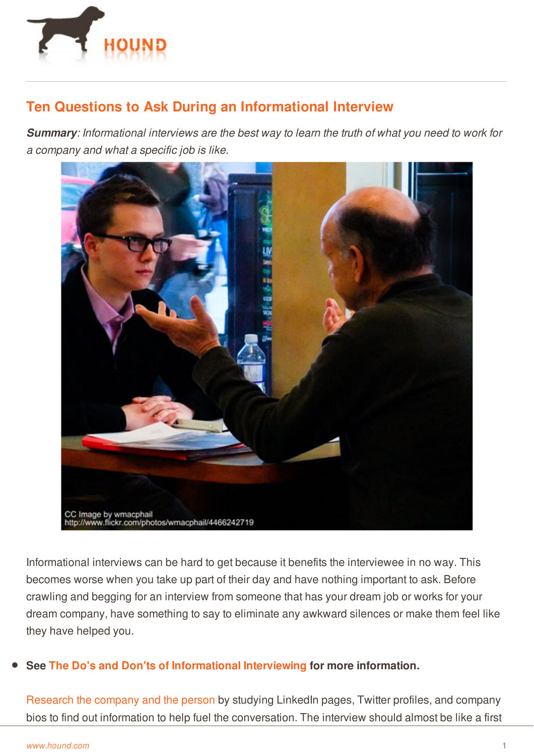# Ten Questions to Ask During an Informational Interview

***Summary****: Informational interviews are the best way to learn the truth of what you need to work for a company and what a specific job is like.*

CC Image by wmacphail
http://www.flickr.com/photos/wmacphail/4466242719

Informational interviews can be hard to get because it benefits the interviewee in no way. This becomes worse when you take up part of their day and have nothing important to ask. Before crawling and begging for an interview from someone that has your dream job or works for your dream company, have something to say to eliminate any awkward silences or make them feel like they have helped you.

- **See The Do's and Don'ts of Informational Interviewing for more information.**

Research the company and the person by studying LinkedIn pages, Twitter profiles, and company bios to find out information to help fuel the conversation. The interview should almost be like a first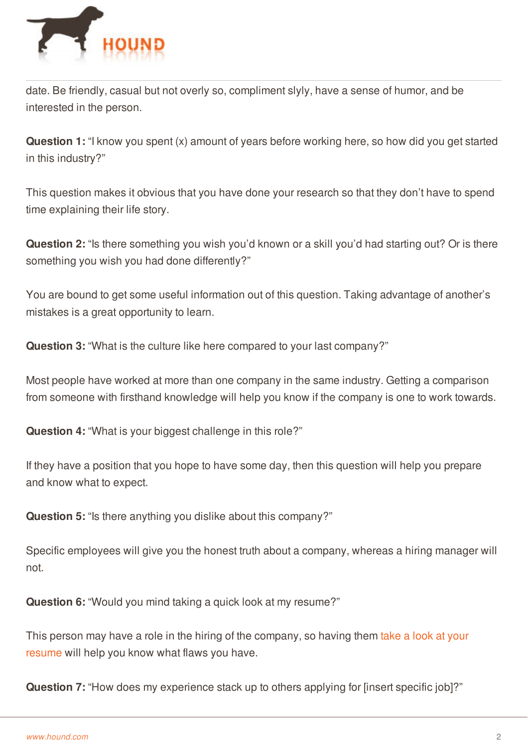date. Be friendly, casual but not overly so, compliment slyly, have a sense of humor, and be interested in the person.

**Question 1:** "I know you spent (x) amount of years before working here, so how did you get started in this industry?"

This question makes it obvious that you have done your research so that they don't have to spend time explaining their life story.

**Question 2:** "Is there something you wish you'd known or a skill you'd had starting out? Or is there something you wish you had done differently?"

You are bound to get some useful information out of this question. Taking advantage of another's mistakes is a great opportunity to learn.

**Question 3:** "What is the culture like here compared to your last company?"

Most people have worked at more than one company in the same industry. Getting a comparison from someone with firsthand knowledge will help you know if the company is one to work towards.

**Question 4:** "What is your biggest challenge in this role?"

If they have a position that you hope to have some day, then this question will help you prepare and know what to expect.

**Question 5:** "Is there anything you dislike about this company?"

Specific employees will give you the honest truth about a company, whereas a hiring manager will not.

**Question 6:** "Would you mind taking a quick look at my resume?"

This person may have a role in the hiring of the company, so having them take a look at your resume will help you know what flaws you have.

**Question 7:** "How does my experience stack up to others applying for [insert specific job]?"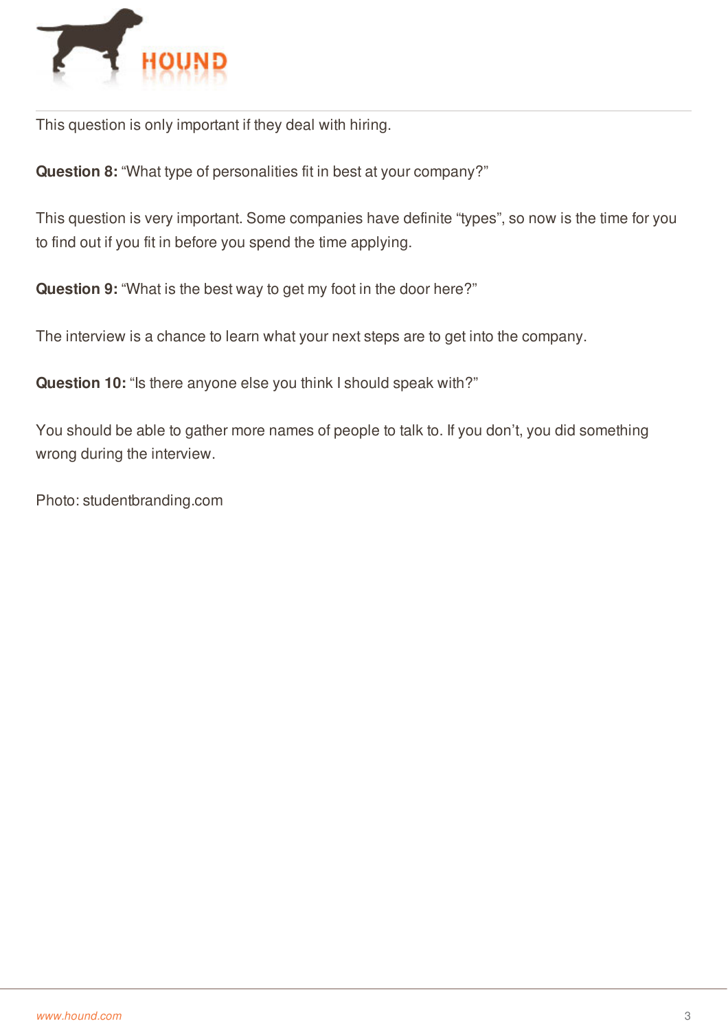This question is only important if they deal with hiring.

**Question 8:** “What type of personalities fit in best at your company?”

This question is very important. Some companies have definite “types”, so now is the time for you to find out if you fit in before you spend the time applying.

**Question 9:** “What is the best way to get my foot in the door here?”

The interview is a chance to learn what your next steps are to get into the company.

**Question 10:** “Is there anyone else you think I should speak with?”

You should be able to gather more names of people to talk to. If you don’t, you did something wrong during the interview.

Photo: studentbranding.com